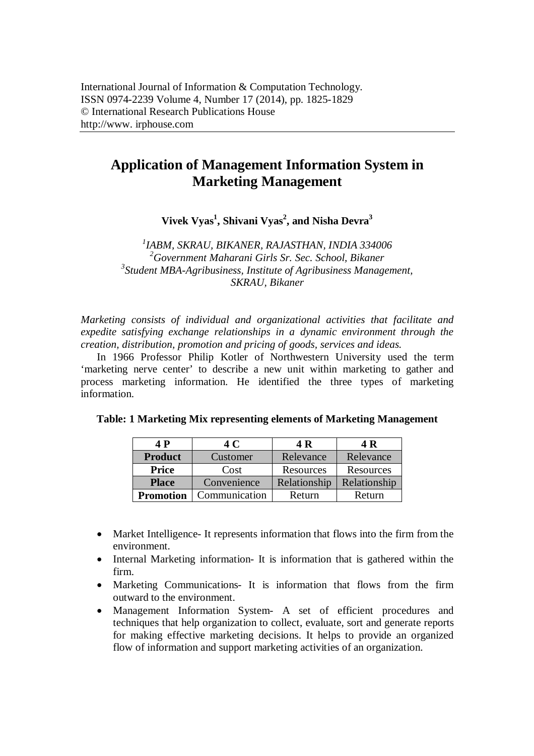International Journal of Information & Computation Technology.
ISSN 0974-2239 Volume 4, Number 17 (2014), pp. 1825-1829
© International Research Publications House
http://www. irphouse.com

# Application of Management Information System in Marketing Management

**Vivek Vyas[1], Shivani Vyas[2], and Nisha Devra[3]**

*[1]IABM, SKRAU, BIKANER, RAJASTHAN, INDIA 334006*
*[2]Government Maharani Girls Sr. Sec. School, Bikaner*
*[3]Student MBA-Agribusiness, Institute of Agribusiness Management, SKRAU, Bikaner*

*Marketing consists of individual and organizational activities that facilitate and expedite satisfying exchange relationships in a dynamic environment through the creation, distribution, promotion and pricing of goods, services and ideas.*

In 1966 Professor Philip Kotler of Northwestern University used the term 'marketing nerve center' to describe a new unit within marketing to gather and process marketing information. He identified the three types of marketing information.

**Table: 1 Marketing Mix representing elements of Marketing Management**

| 4 P | 4 C | 4 R | 4 R |
|---|---|---|---|
| **Product** | Customer | Relevance | Relevance |
| **Price** | Cost | Resources | Resources |
| **Place** | Convenience | Relationship | Relationship |
| **Promotion** | Communication | Return | Return |

- Market Intelligence- It represents information that flows into the firm from the environment.
- Internal Marketing information- It is information that is gathered within the firm.
- Marketing Communications- It is information that flows from the firm outward to the environment.
- Management Information System- A set of efficient procedures and techniques that help organization to collect, evaluate, sort and generate reports for making effective marketing decisions. It helps to provide an organized flow of information and support marketing activities of an organization.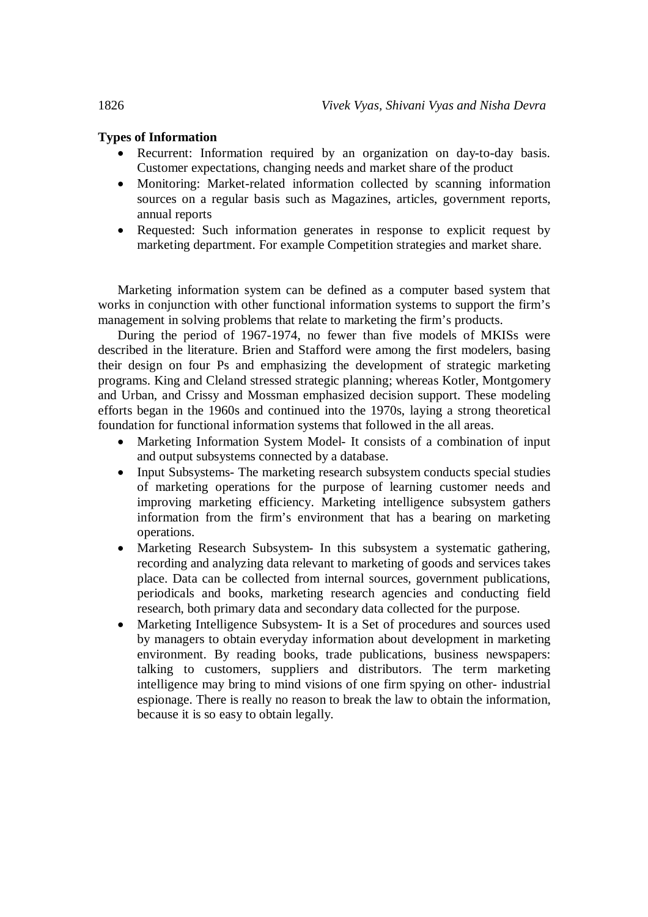**Types of Information**

- Recurrent: Information required by an organization on day-to-day basis. Customer expectations, changing needs and market share of the product
- Monitoring: Market-related information collected by scanning information sources on a regular basis such as Magazines, articles, government reports, annual reports
- Requested: Such information generates in response to explicit request by marketing department. For example Competition strategies and market share.

Marketing information system can be defined as a computer based system that works in conjunction with other functional information systems to support the firm's management in solving problems that relate to marketing the firm's products.

During the period of 1967-1974, no fewer than five models of MKISs were described in the literature. Brien and Stafford were among the first modelers, basing their design on four Ps and emphasizing the development of strategic marketing programs. King and Cleland stressed strategic planning; whereas Kotler, Montgomery and Urban, and Crissy and Mossman emphasized decision support. These modeling efforts began in the 1960s and continued into the 1970s, laying a strong theoretical foundation for functional information systems that followed in the all areas.

- Marketing Information System Model- It consists of a combination of input and output subsystems connected by a database.
- Input Subsystems- The marketing research subsystem conducts special studies of marketing operations for the purpose of learning customer needs and improving marketing efficiency. Marketing intelligence subsystem gathers information from the firm's environment that has a bearing on marketing operations.
- Marketing Research Subsystem- In this subsystem a systematic gathering, recording and analyzing data relevant to marketing of goods and services takes place. Data can be collected from internal sources, government publications, periodicals and books, marketing research agencies and conducting field research, both primary data and secondary data collected for the purpose.
- Marketing Intelligence Subsystem- It is a Set of procedures and sources used by managers to obtain everyday information about development in marketing environment. By reading books, trade publications, business newspapers: talking to customers, suppliers and distributors. The term marketing intelligence may bring to mind visions of one firm spying on other- industrial espionage. There is really no reason to break the law to obtain the information, because it is so easy to obtain legally.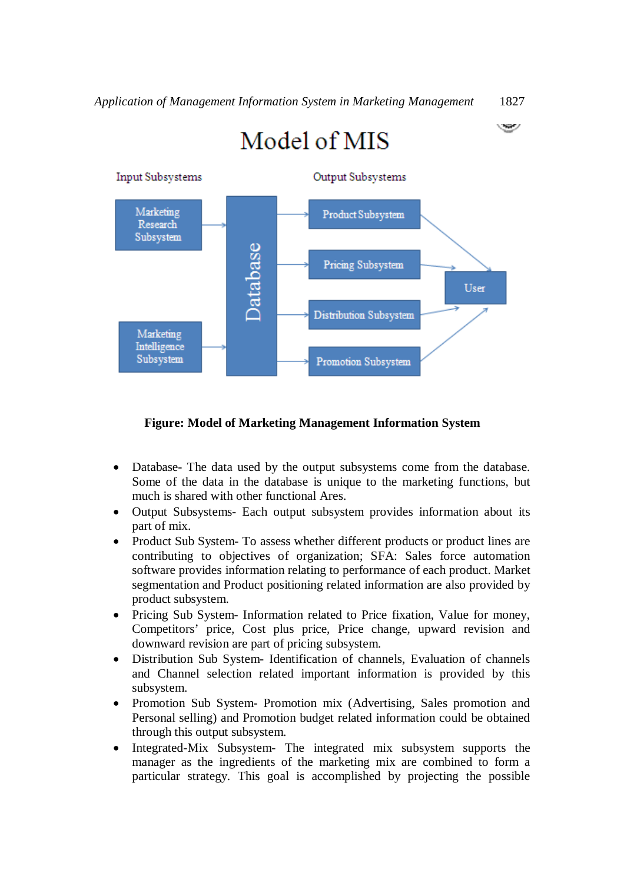**Figure: Model of Marketing Management Information System**

- Database- The data used by the output subsystems come from the database. Some of the data in the database is unique to the marketing functions, but much is shared with other functional Ares.
- Output Subsystems- Each output subsystem provides information about its part of mix.
- Product Sub System- To assess whether different products or product lines are contributing to objectives of organization; SFA: Sales force automation software provides information relating to performance of each product. Market segmentation and Product positioning related information are also provided by product subsystem.
- Pricing Sub System- Information related to Price fixation, Value for money, Competitors' price, Cost plus price, Price change, upward revision and downward revision are part of pricing subsystem.
- Distribution Sub System- Identification of channels, Evaluation of channels and Channel selection related important information is provided by this subsystem.
- Promotion Sub System- Promotion mix (Advertising, Sales promotion and Personal selling) and Promotion budget related information could be obtained through this output subsystem.
- Integrated-Mix Subsystem- The integrated mix subsystem supports the manager as the ingredients of the marketing mix are combined to form a particular strategy. This goal is accomplished by projecting the possible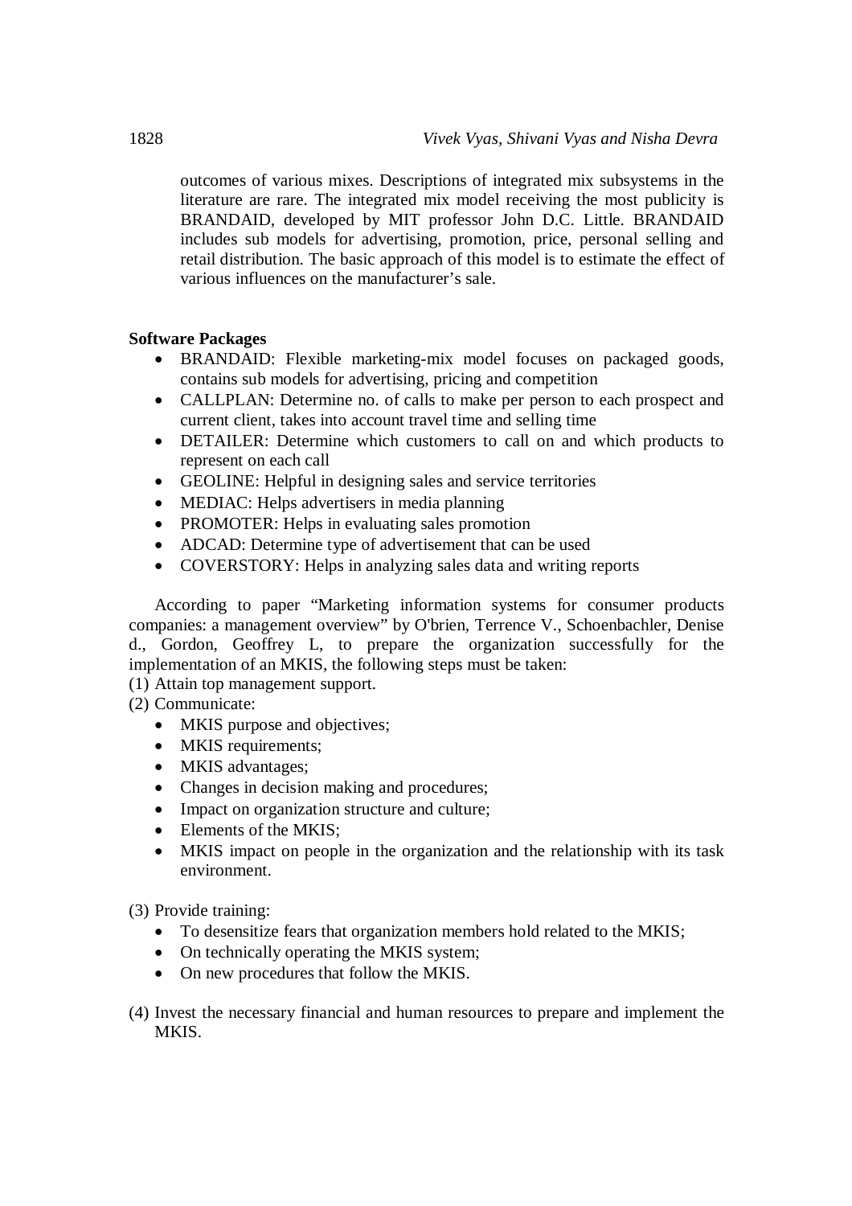outcomes of various mixes. Descriptions of integrated mix subsystems in the literature are rare. The integrated mix model receiving the most publicity is BRANDAID, developed by MIT professor John D.C. Little. BRANDAID includes sub models for advertising, promotion, price, personal selling and retail distribution. The basic approach of this model is to estimate the effect of various influences on the manufacturer's sale.

**Software Packages**

- BRANDAID: Flexible marketing-mix model focuses on packaged goods, contains sub models for advertising, pricing and competition
- CALLPLAN: Determine no. of calls to make per person to each prospect and current client, takes into account travel time and selling time
- DETAILER: Determine which customers to call on and which products to represent on each call
- GEOLINE: Helpful in designing sales and service territories
- MEDIAC: Helps advertisers in media planning
- PROMOTER: Helps in evaluating sales promotion
- ADCAD: Determine type of advertisement that can be used
- COVERSTORY: Helps in analyzing sales data and writing reports

According to paper "Marketing information systems for consumer products companies: a management overview" by O'brien, Terrence V., Schoenbachler, Denise d., Gordon, Geoffrey L, to prepare the organization successfully for the implementation of an MKIS, the following steps must be taken:

(1) Attain top management support.

(2) Communicate:
- MKIS purpose and objectives;
- MKIS requirements;
- MKIS advantages;
- Changes in decision making and procedures;
- Impact on organization structure and culture;
- Elements of the MKIS;
- MKIS impact on people in the organization and the relationship with its task environment.

(3) Provide training:
- To desensitize fears that organization members hold related to the MKIS;
- On technically operating the MKIS system;
- On new procedures that follow the MKIS.

(4) Invest the necessary financial and human resources to prepare and implement the MKIS.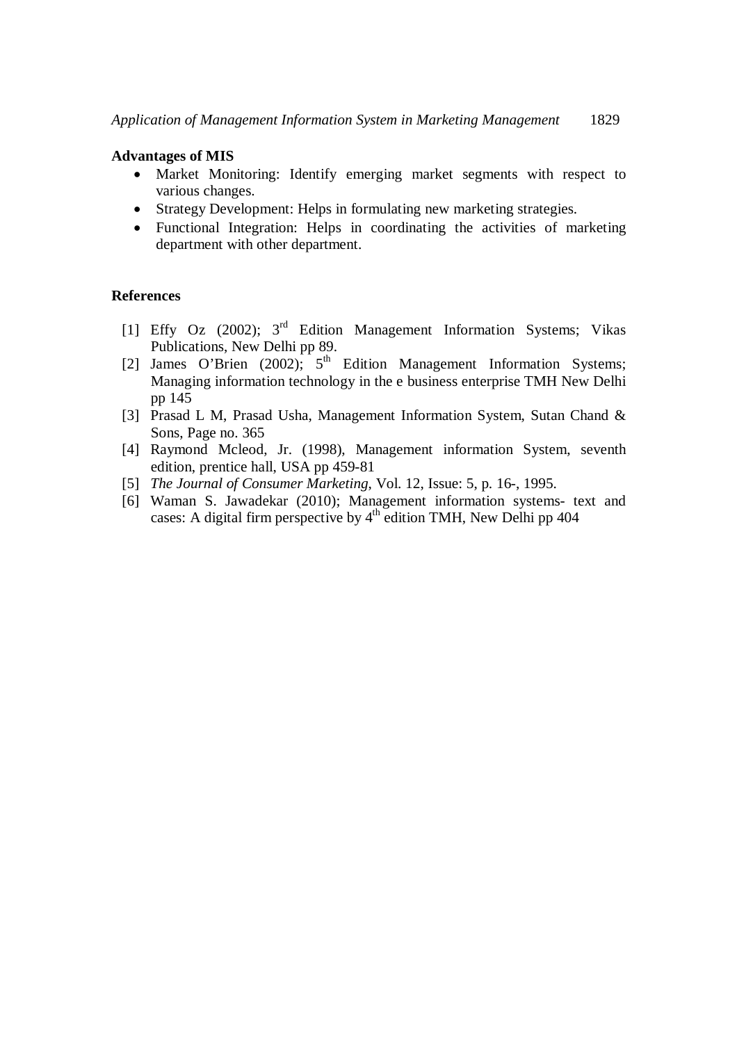**Advantages of MIS**

- Market Monitoring: Identify emerging market segments with respect to various changes.
- Strategy Development: Helps in formulating new marketing strategies.
- Functional Integration: Helps in coordinating the activities of marketing department with other department.

**References**

[1] Effy Oz (2002); 3rd Edition Management Information Systems; Vikas Publications, New Delhi pp 89.

[2] James O'Brien (2002); 5th Edition Management Information Systems; Managing information technology in the e business enterprise TMH New Delhi pp 145

[3] Prasad L M, Prasad Usha, Management Information System, Sutan Chand & Sons, Page no. 365

[4] Raymond Mcleod, Jr. (1998), Management information System, seventh edition, prentice hall, USA pp 459-81

[5] *The Journal of Consumer Marketing*, Vol. 12, Issue: 5, p. 16-, 1995.

[6] Waman S. Jawadekar (2010); Management information systems- text and cases: A digital firm perspective by 4th edition TMH, New Delhi pp 404